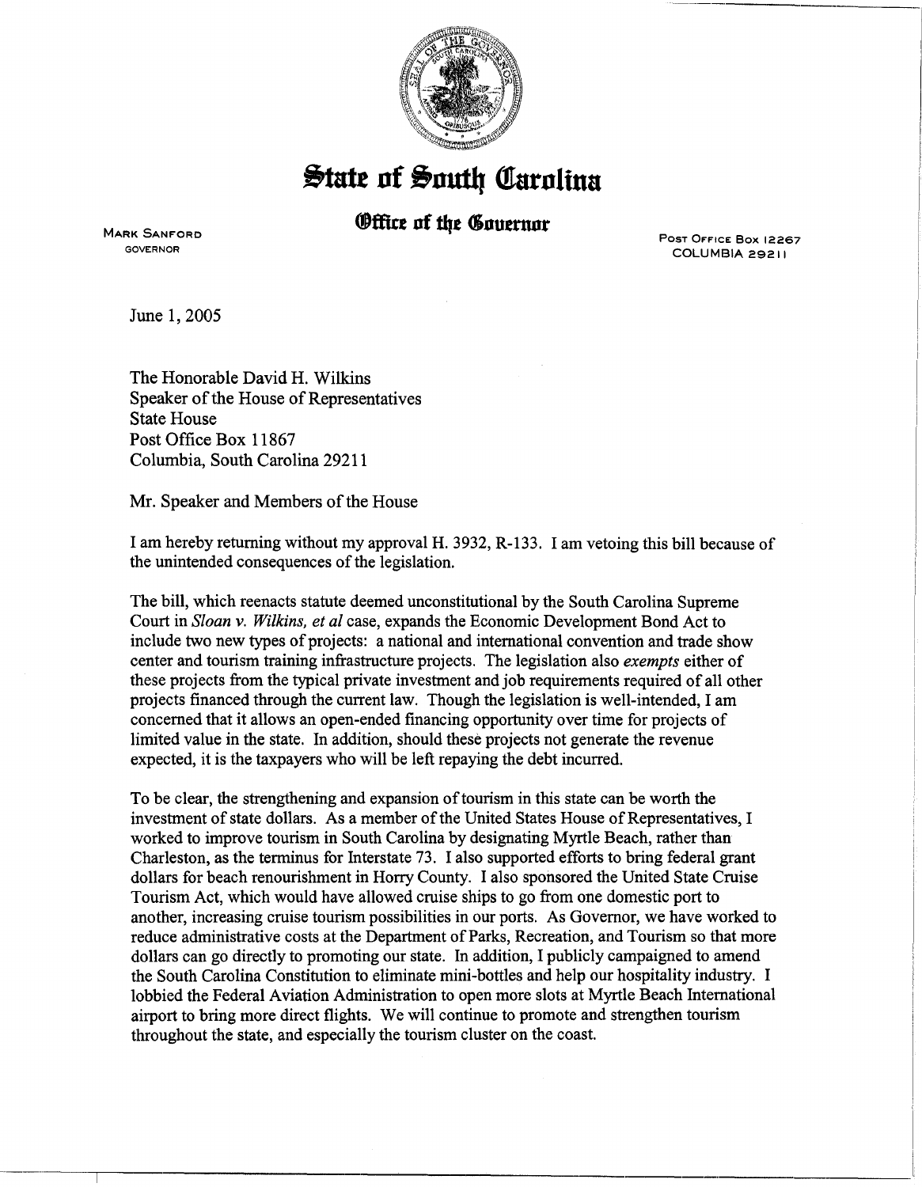# State of South Carolina

## Office of the Governor

MARK SANFORD
GOVERNOR

POST OFFICE BOX 12267
COLUMBIA 29211

June 1, 2005

The Honorable David H. Wilkins
Speaker of the House of Representatives
State House
Post Office Box 11867
Columbia, South Carolina 29211

Mr. Speaker and Members of the House

I am hereby returning without my approval H. 3932, R-133. I am vetoing this bill because of the unintended consequences of the legislation.

The bill, which reenacts statute deemed unconstitutional by the South Carolina Supreme Court in *Sloan v. Wilkins, et al* case, expands the Economic Development Bond Act to include two new types of projects: a national and international convention and trade show center and tourism training infrastructure projects. The legislation also *exempts* either of these projects from the typical private investment and job requirements required of all other projects financed through the current law. Though the legislation is well-intended, I am concerned that it allows an open-ended financing opportunity over time for projects of limited value in the state. In addition, should these projects not generate the revenue expected, it is the taxpayers who will be left repaying the debt incurred.

To be clear, the strengthening and expansion of tourism in this state can be worth the investment of state dollars. As a member of the United States House of Representatives, I worked to improve tourism in South Carolina by designating Myrtle Beach, rather than Charleston, as the terminus for Interstate 73. I also supported efforts to bring federal grant dollars for beach renourishment in Horry County. I also sponsored the United State Cruise Tourism Act, which would have allowed cruise ships to go from one domestic port to another, increasing cruise tourism possibilities in our ports. As Governor, we have worked to reduce administrative costs at the Department of Parks, Recreation, and Tourism so that more dollars can go directly to promoting our state. In addition, I publicly campaigned to amend the South Carolina Constitution to eliminate mini-bottles and help our hospitality industry. I lobbied the Federal Aviation Administration to open more slots at Myrtle Beach International airport to bring more direct flights. We will continue to promote and strengthen tourism throughout the state, and especially the tourism cluster on the coast.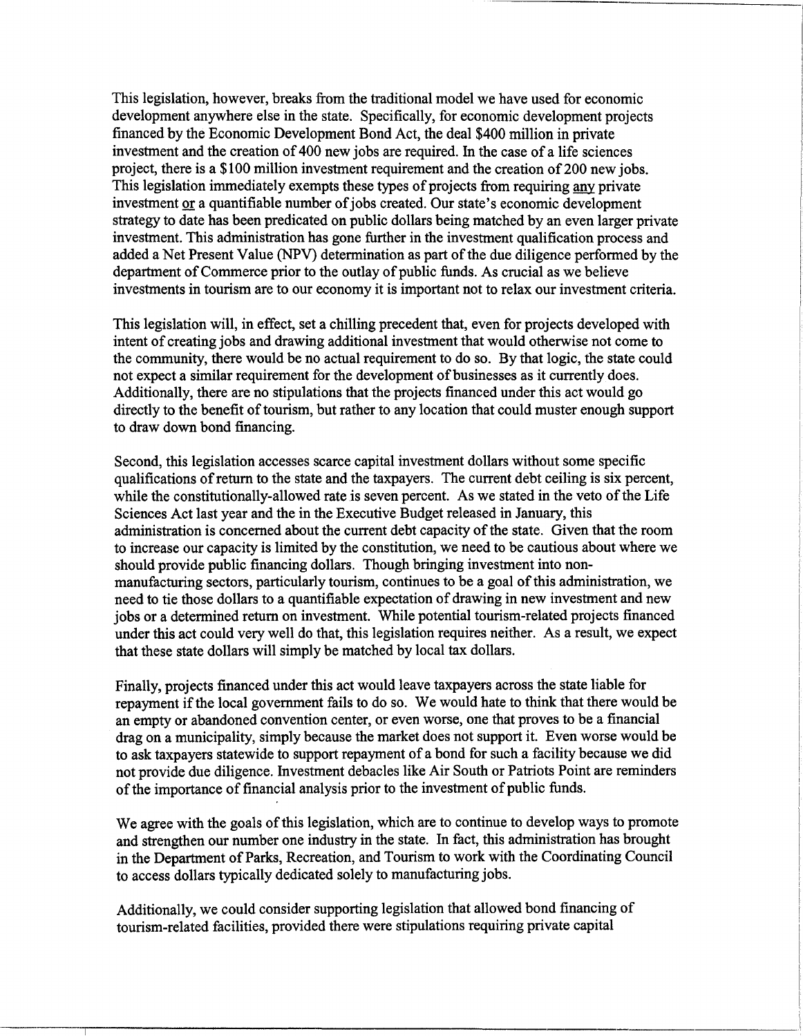This legislation, however, breaks from the traditional model we have used for economic development anywhere else in the state. Specifically, for economic development projects financed by the Economic Development Bond Act, the deal $400 million in private investment and the creation of 400 new jobs are required. In the case of a life sciences project, there is a $100 million investment requirement and the creation of 200 new jobs. This legislation immediately exempts these types of projects from requiring <u>any</u> private investment <u>or</u> a quantifiable number of jobs created. Our state's economic development strategy to date has been predicated on public dollars being matched by an even larger private investment. This administration has gone further in the investment qualification process and added a Net Present Value (NPV) determination as part of the due diligence performed by the department of Commerce prior to the outlay of public funds. As crucial as we believe investments in tourism are to our economy it is important not to relax our investment criteria.

This legislation will, in effect, set a chilling precedent that, even for projects developed with intent of creating jobs and drawing additional investment that would otherwise not come to the community, there would be no actual requirement to do so. By that logic, the state could not expect a similar requirement for the development of businesses as it currently does. Additionally, there are no stipulations that the projects financed under this act would go directly to the benefit of tourism, but rather to any location that could muster enough support to draw down bond financing.

Second, this legislation accesses scarce capital investment dollars without some specific qualifications of return to the state and the taxpayers. The current debt ceiling is six percent, while the constitutionally-allowed rate is seven percent. As we stated in the veto of the Life Sciences Act last year and the in the Executive Budget released in January, this administration is concerned about the current debt capacity of the state. Given that the room to increase our capacity is limited by the constitution, we need to be cautious about where we should provide public financing dollars. Though bringing investment into non-manufacturing sectors, particularly tourism, continues to be a goal of this administration, we need to tie those dollars to a quantifiable expectation of drawing in new investment and new jobs or a determined return on investment. While potential tourism-related projects financed under this act could very well do that, this legislation requires neither. As a result, we expect that these state dollars will simply be matched by local tax dollars.

Finally, projects financed under this act would leave taxpayers across the state liable for repayment if the local government fails to do so. We would hate to think that there would be an empty or abandoned convention center, or even worse, one that proves to be a financial drag on a municipality, simply because the market does not support it. Even worse would be to ask taxpayers statewide to support repayment of a bond for such a facility because we did not provide due diligence. Investment debacles like Air South or Patriots Point are reminders of the importance of financial analysis prior to the investment of public funds.

We agree with the goals of this legislation, which are to continue to develop ways to promote and strengthen our number one industry in the state. In fact, this administration has brought in the Department of Parks, Recreation, and Tourism to work with the Coordinating Council to access dollars typically dedicated solely to manufacturing jobs.

Additionally, we could consider supporting legislation that allowed bond financing of tourism-related facilities, provided there were stipulations requiring private capital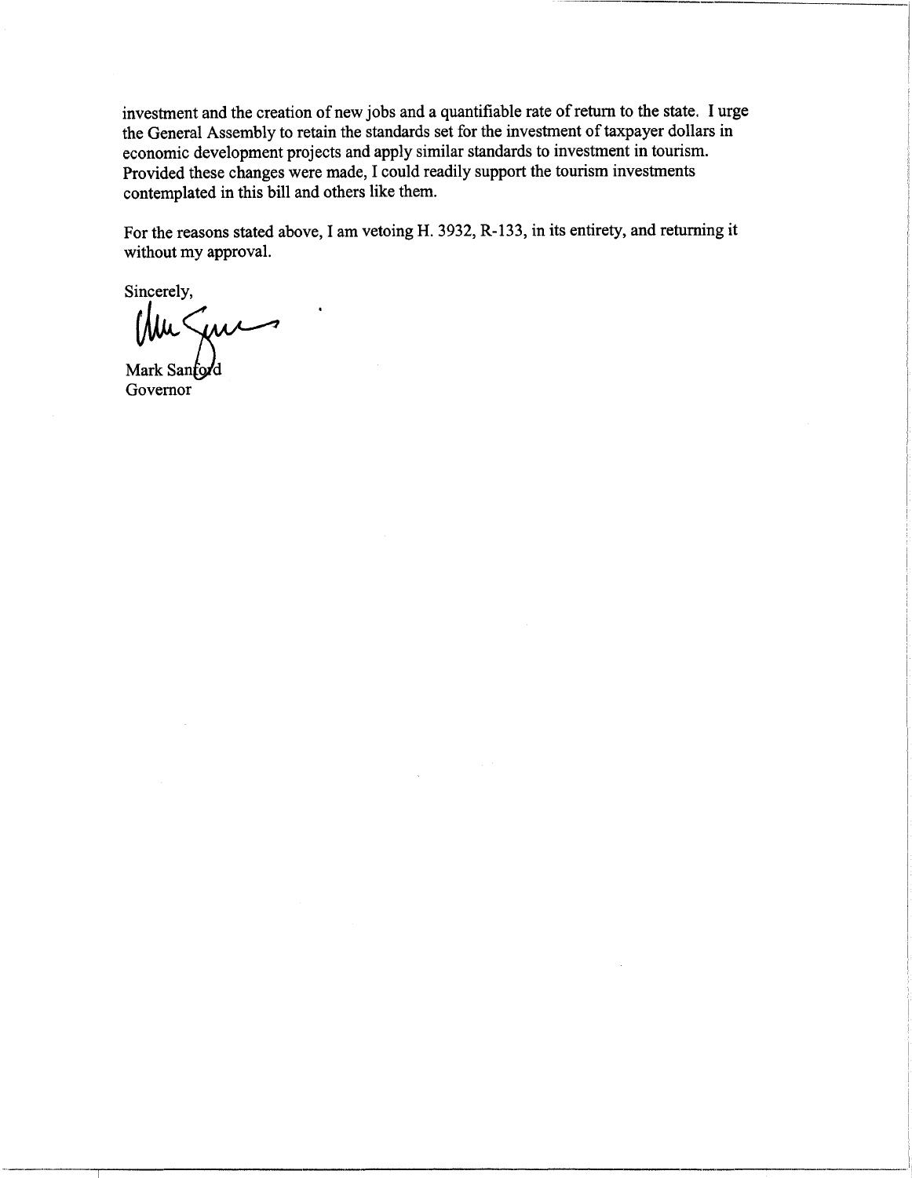investment and the creation of new jobs and a quantifiable rate of return to the state. I urge the General Assembly to retain the standards set for the investment of taxpayer dollars in economic development projects and apply similar standards to investment in tourism. Provided these changes were made, I could readily support the tourism investments contemplated in this bill and others like them.

For the reasons stated above, I am vetoing H. 3932, R-133, in its entirety, and returning it without my approval.

Sincerely,

Mark Sanford  
Governor